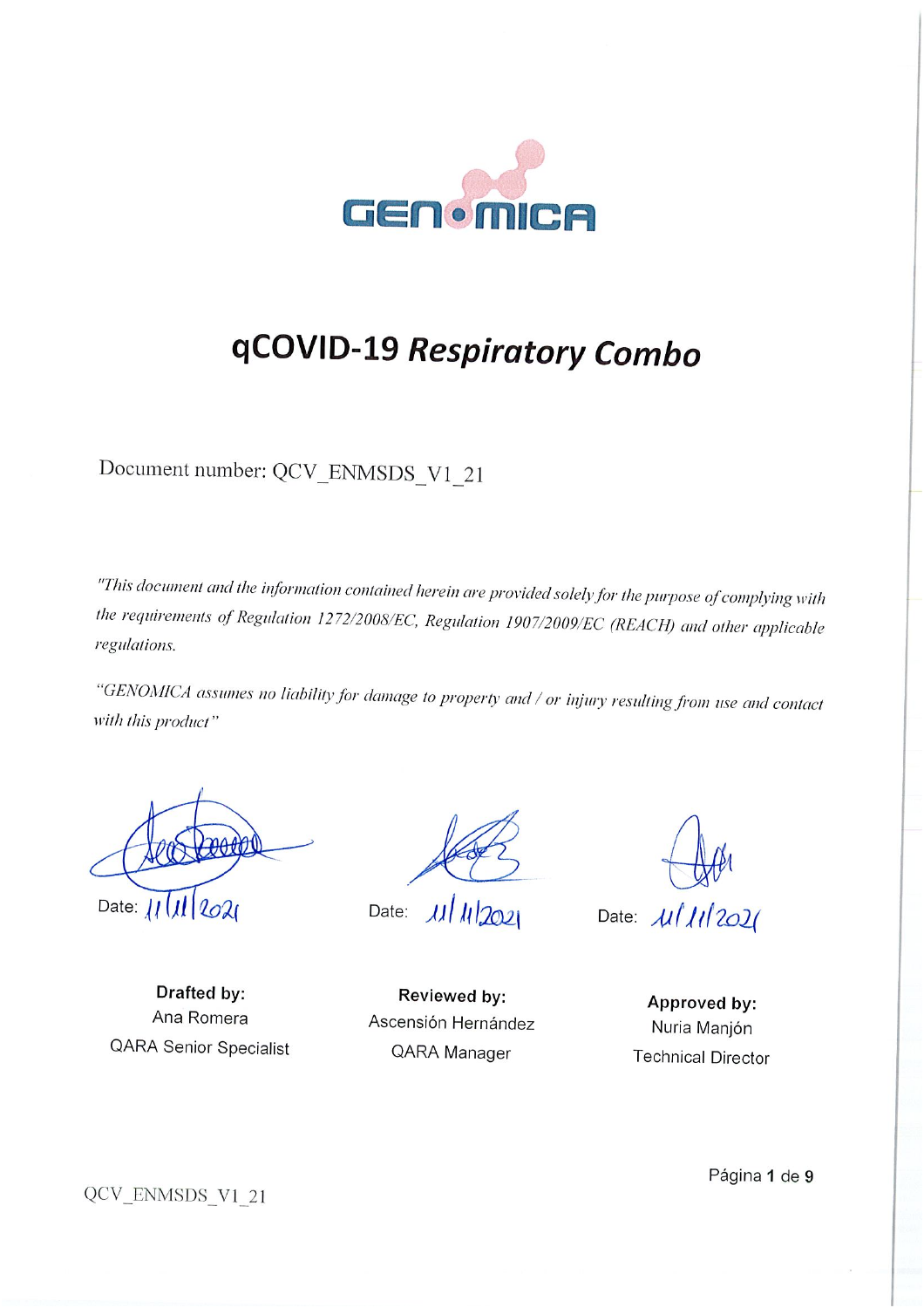# qCOVID-19 *Respiratory Combo*

Document number: QCV_ENMSDS_V1_21

*"This document and the information contained herein are provided solely for the purpose of complying with the requirements of Regulation 1272/2008/EC, Regulation 1907/2009/EC (REACH) and other applicable regulations.*

*"GENOMICA assumes no liability for damage to property and / or injury resulting from use and contact with this product"*

| Date: 11/11/2021 | Date: 11/11/2021 | Date: 11/11/2021 |
|---|---|---|
| **Drafted by:** | **Reviewed by:** | **Approved by:** |
| Ana Romera | Ascensión Hernández | Nuria Manjón |
| QARA Senior Specialist | QARA Manager | Technical Director |

QCV_ENMSDS_V1_21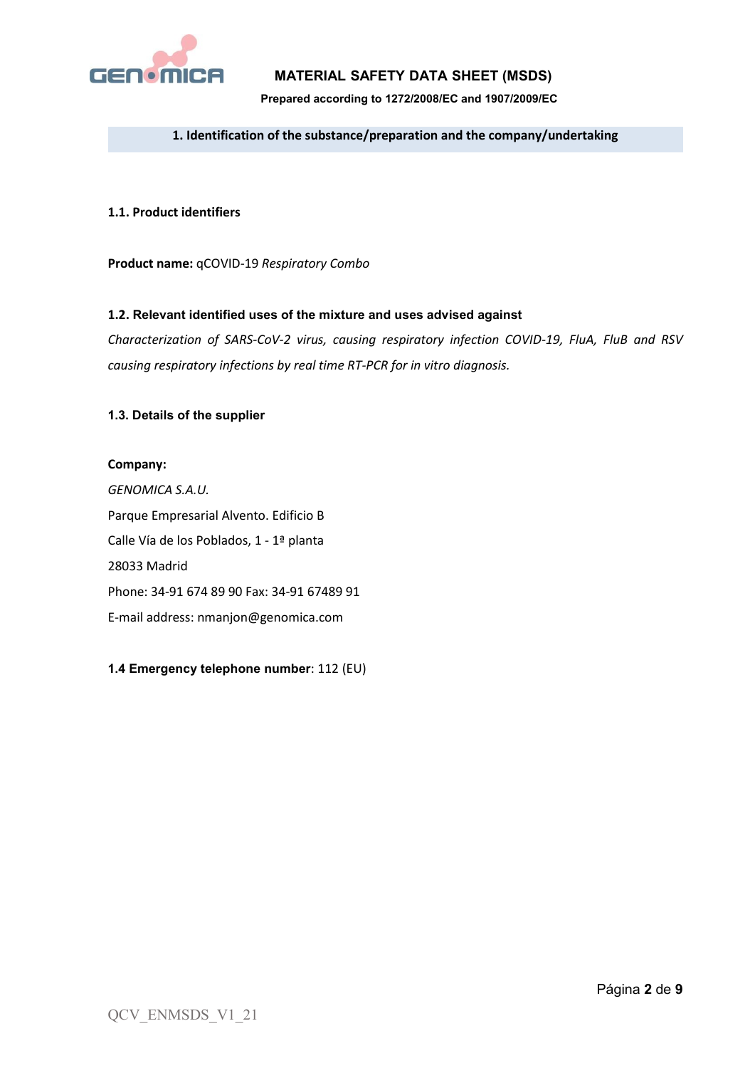## 1. Identification of the substance/preparation and the company/undertaking

### 1.1. Product identifiers

**Product name:** qCOVID-19 *Respiratory Combo*

### 1.2. Relevant identified uses of the mixture and uses advised against

*Characterization of SARS-CoV-2 virus, causing respiratory infection COVID-19, FluA, FluB and RSV causing respiratory infections by real time RT-PCR for in vitro diagnosis.*

### 1.3. Details of the supplier

**Company:**

*GENOMICA S.A.U.*

Parque Empresarial Alvento. Edificio B

Calle Vía de los Poblados, 1 - 1ª planta

28033 Madrid

Phone: 34-91 674 89 90 Fax: 34-91 67489 91

E-mail address: nmanjon@genomica.com

**1.4 Emergency telephone number**: 112 (EU)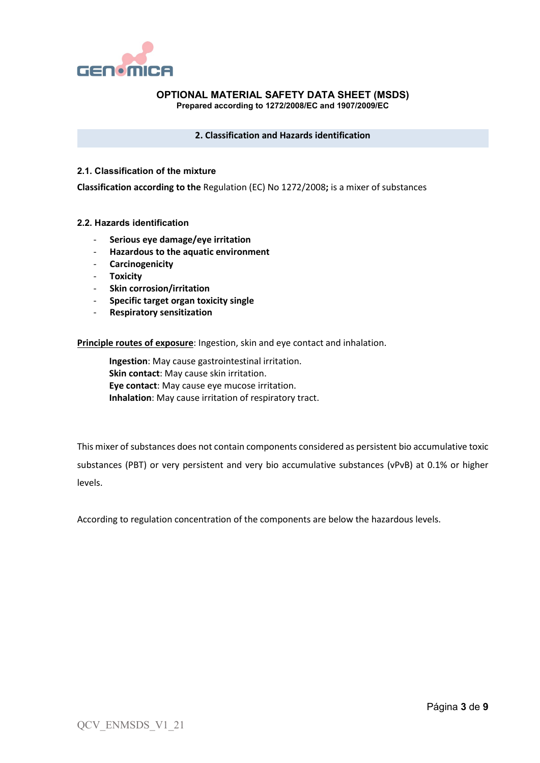**OPTIONAL MATERIAL SAFETY DATA SHEET (MSDS)**
**Prepared according to 1272/2008/EC and 1907/2009/EC**

## 2. Classification and Hazards identification

### 2.1. Classification of the mixture

**Classification according to the** Regulation (EC) No 1272/2008**;** is a mixer of substances

### 2.2. Hazards identification

- **Serious eye damage/eye irritation**
- **Hazardous to the aquatic environment**
- **Carcinogenicity**
- **Toxicity**
- **Skin corrosion/irritation**
- **Specific target organ toxicity single**
- **Respiratory sensitization**

**Principle routes of exposure**: Ingestion, skin and eye contact and inhalation.

**Ingestion**: May cause gastrointestinal irritation.
**Skin contact**: May cause skin irritation.
**Eye contact**: May cause eye mucose irritation.
**Inhalation**: May cause irritation of respiratory tract.

This mixer of substances does not contain components considered as persistent bio accumulative toxic substances (PBT) or very persistent and very bio accumulative substances (vPvB) at 0.1% or higher levels.

According to regulation concentration of the components are below the hazardous levels.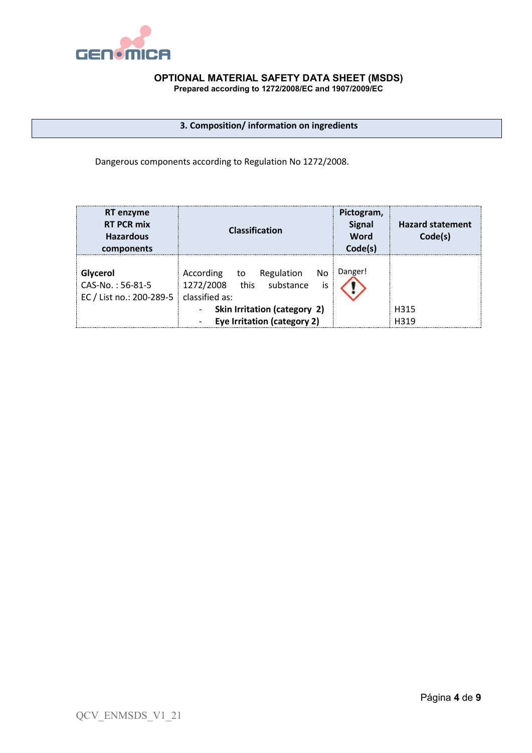## 3. Composition/ information on ingredients

Dangerous components according to Regulation No 1272/2008.

| RT enzyme RT PCR mix Hazardous components | Classification | Pictogram, Signal Word Code(s) | Hazard statement Code(s) |
|---|---|---|---|
| **Glycerol** CAS-No. : 56-81-5 EC / List no.: 200-289-5 | According to Regulation No 1272/2008 this substance is classified as: - **Skin Irritation (category 2)** - **Eye Irritation (category 2)** | Danger! | H315 H319 |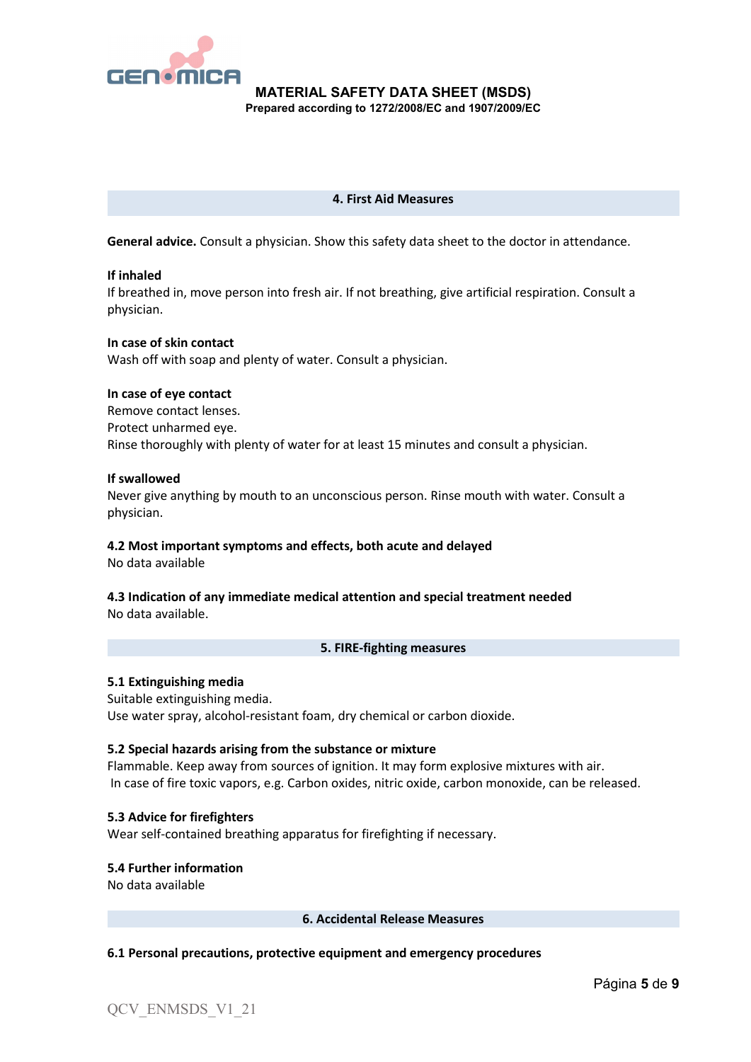## 4. First Aid Measures

**General advice.** Consult a physician. Show this safety data sheet to the doctor in attendance.

**If inhaled**
If breathed in, move person into fresh air. If not breathing, give artificial respiration. Consult a physician.

**In case of skin contact**
Wash off with soap and plenty of water. Consult a physician.

**In case of eye contact**
Remove contact lenses.
Protect unharmed eye.
Rinse thoroughly with plenty of water for at least 15 minutes and consult a physician.

**If swallowed**
Never give anything by mouth to an unconscious person. Rinse mouth with water. Consult a physician.

**4.2 Most important symptoms and effects, both acute and delayed**
No data available

**4.3 Indication of any immediate medical attention and special treatment needed**
No data available.

## 5. FIRE-fighting measures

**5.1 Extinguishing media**
Suitable extinguishing media.
Use water spray, alcohol-resistant foam, dry chemical or carbon dioxide.

**5.2 Special hazards arising from the substance or mixture**
Flammable. Keep away from sources of ignition. It may form explosive mixtures with air.
In case of fire toxic vapors, e.g. Carbon oxides, nitric oxide, carbon monoxide, can be released.

**5.3 Advice for firefighters**
Wear self-contained breathing apparatus for firefighting if necessary.

**5.4 Further information**
No data available

## 6. Accidental Release Measures

**6.1 Personal precautions, protective equipment and emergency procedures**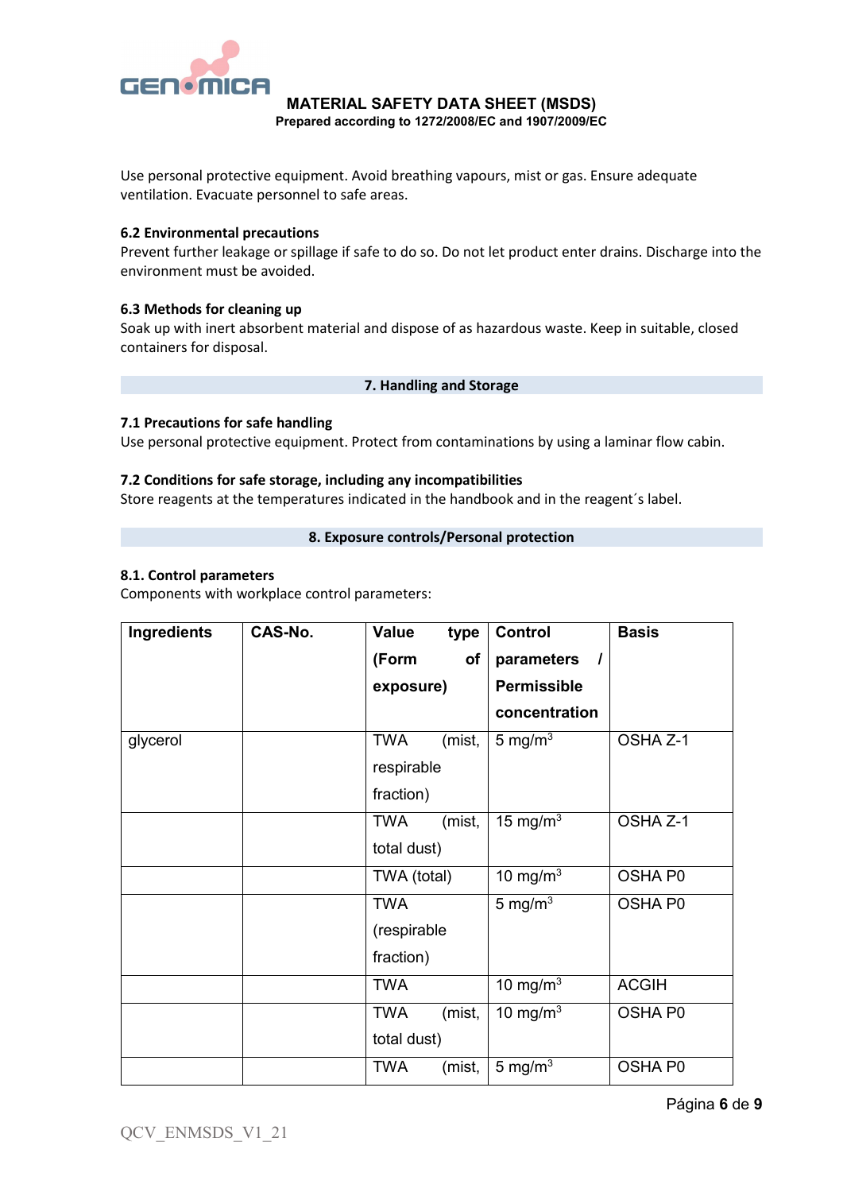Use personal protective equipment. Avoid breathing vapours, mist or gas. Ensure adequate ventilation. Evacuate personnel to safe areas.

### 6.2 Environmental precautions

Prevent further leakage or spillage if safe to do so. Do not let product enter drains. Discharge into the environment must be avoided.

### 6.3 Methods for cleaning up

Soak up with inert absorbent material and dispose of as hazardous waste. Keep in suitable, closed containers for disposal.

## 7. Handling and Storage

### 7.1 Precautions for safe handling

Use personal protective equipment. Protect from contaminations by using a laminar flow cabin.

### 7.2 Conditions for safe storage, including any incompatibilities

Store reagents at the temperatures indicated in the handbook and in the reagent´s label.

## 8. Exposure controls/Personal protection

### 8.1. Control parameters

Components with workplace control parameters:

| Ingredients | CAS-No. | Value type (Form of exposure) | Control parameters / Permissible concentration | Basis |
|---|---|---|---|---|
| glycerol | | TWA (mist, respirable fraction) | 5 mg/m$^3$ | OSHA Z-1 |
| | | TWA (mist, total dust) | 15 mg/m$^3$ | OSHA Z-1 |
| | | TWA (total) | 10 mg/m$^3$ | OSHA P0 |
| | | TWA (respirable fraction) | 5 mg/m$^3$ | OSHA P0 |
| | | TWA | 10 mg/m$^3$ | ACGIH |
| | | TWA (mist, total dust) | 10 mg/m$^3$ | OSHA P0 |
| | | TWA (mist, | 5 mg/m$^3$ | OSHA P0 |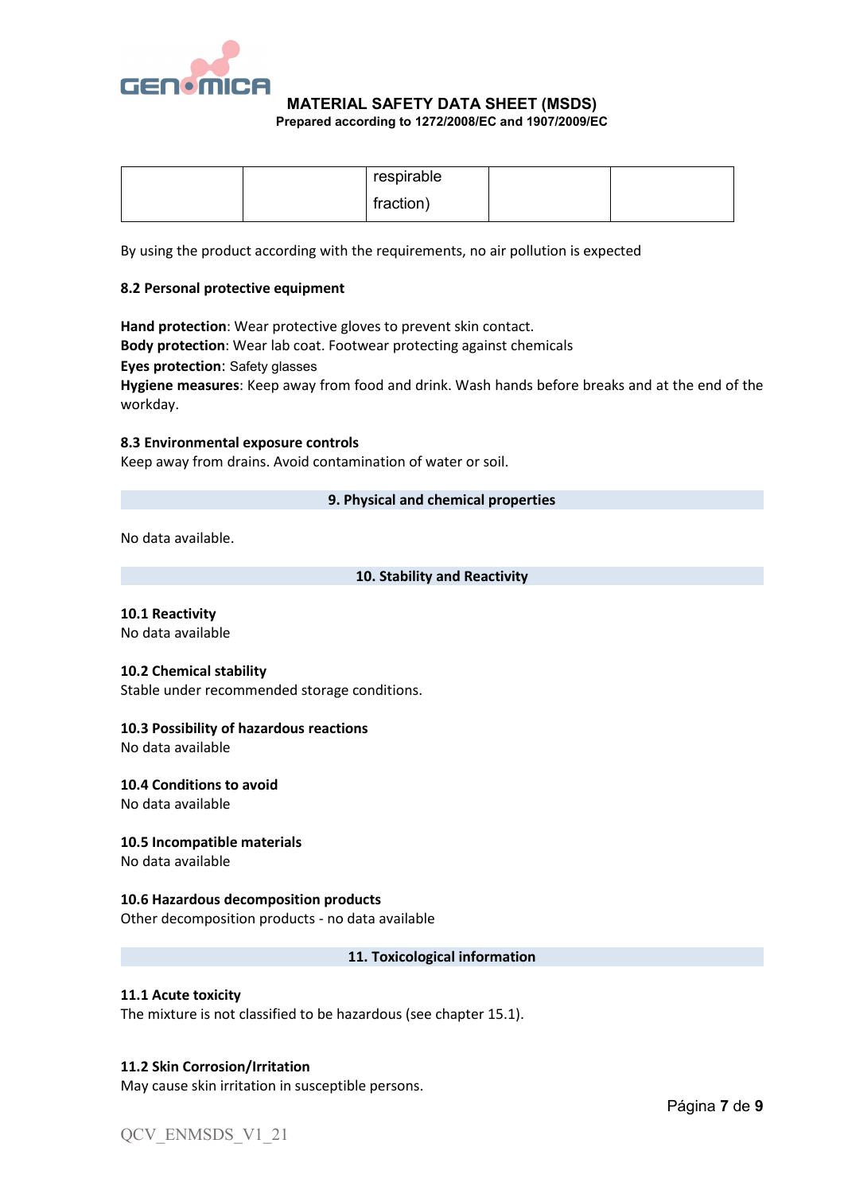| | | respirable fraction) | | |
|---|---|---|---|---|

By using the product according with the requirements, no air pollution is expected

**8.2 Personal protective equipment**

**Hand protection**: Wear protective gloves to prevent skin contact.
**Body protection**: Wear lab coat. Footwear protecting against chemicals
**Eyes protection**: Safety glasses
**Hygiene measures**: Keep away from food and drink. Wash hands before breaks and at the end of the workday.

**8.3 Environmental exposure controls**
Keep away from drains. Avoid contamination of water or soil.

## 9. Physical and chemical properties

No data available.

## 10. Stability and Reactivity

**10.1 Reactivity**
No data available

**10.2 Chemical stability**
Stable under recommended storage conditions.

**10.3 Possibility of hazardous reactions**
No data available

**10.4 Conditions to avoid**
No data available

**10.5 Incompatible materials**
No data available

**10.6 Hazardous decomposition products**
Other decomposition products - no data available

## 11. Toxicological information

**11.1 Acute toxicity**
The mixture is not classified to be hazardous (see chapter 15.1).

**11.2 Skin Corrosion/Irritation**
May cause skin irritation in susceptible persons.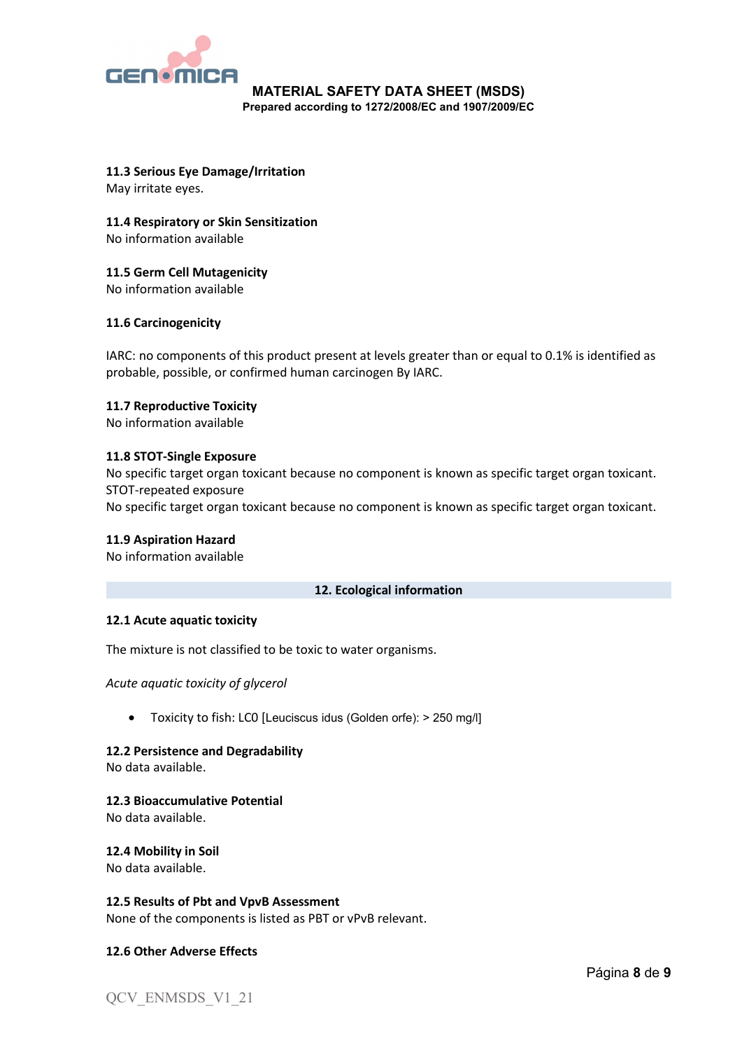### 11.3 Serious Eye Damage/Irritation

May irritate eyes.

### 11.4 Respiratory or Skin Sensitization

No information available

### 11.5 Germ Cell Mutagenicity

No information available

### 11.6 Carcinogenicity

IARC: no components of this product present at levels greater than or equal to 0.1% is identified as probable, possible, or confirmed human carcinogen By IARC.

### 11.7 Reproductive Toxicity

No information available

### 11.8 STOT-Single Exposure

No specific target organ toxicant because no component is known as specific target organ toxicant.
STOT-repeated exposure
No specific target organ toxicant because no component is known as specific target organ toxicant.

### 11.9 Aspiration Hazard

No information available

## 12. Ecological information

### 12.1 Acute aquatic toxicity

The mixture is not classified to be toxic to water organisms.

*Acute aquatic toxicity of glycerol*

- Toxicity to fish: LC0 [Leuciscus idus (Golden orfe): > 250 mg/l]

### 12.2 Persistence and Degradability

No data available.

### 12.3 Bioaccumulative Potential

No data available.

### 12.4 Mobility in Soil

No data available.

### 12.5 Results of Pbt and VpvB Assessment

None of the components is listed as PBT or vPvB relevant.

### 12.6 Other Adverse Effects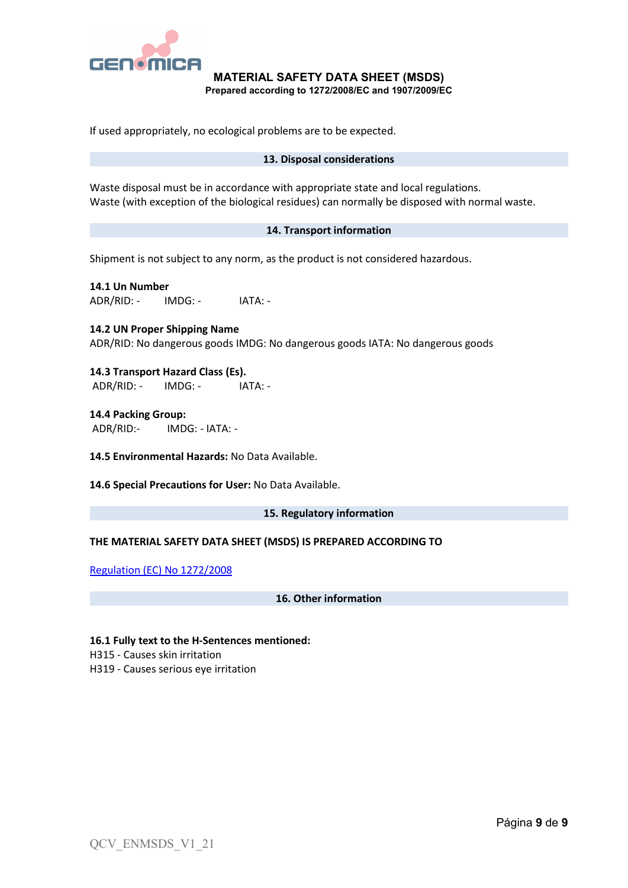If used appropriately, no ecological problems are to be expected.

## 13. Disposal considerations

Waste disposal must be in accordance with appropriate state and local regulations.
Waste (with exception of the biological residues) can normally be disposed with normal waste.

## 14. Transport information

Shipment is not subject to any norm, as the product is not considered hazardous.

**14.1 Un Number**
ADR/RID: - IMDG: - IATA: -

**14.2 UN Proper Shipping Name**
ADR/RID: No dangerous goods IMDG: No dangerous goods IATA: No dangerous goods

**14.3 Transport Hazard Class (Es).**
ADR/RID: - IMDG: - IATA: -

**14.4 Packing Group:**
ADR/RID:- IMDG: - IATA: -

**14.5 Environmental Hazards:** No Data Available.

**14.6 Special Precautions for User:** No Data Available.

## 15. Regulatory information

**THE MATERIAL SAFETY DATA SHEET (MSDS) IS PREPARED ACCORDING TO**

Regulation (EC) No 1272/2008

## 16. Other information

**16.1 Fully text to the H-Sentences mentioned:**
H315 - Causes skin irritation
H319 - Causes serious eye irritation

QCV_ENMSDS_V1_21